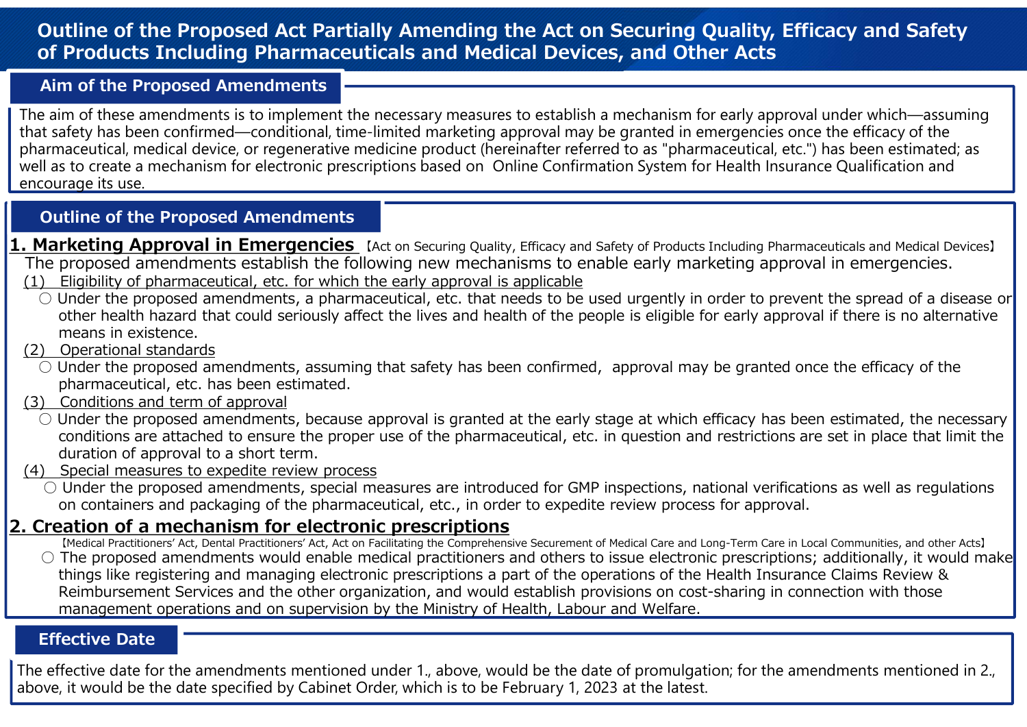# Outline of the Proposed Act Partially Amending the Act on Securing Quality, Efficacy and Safety of Products Including Pharmaceuticals and Medical Devices, and Other Acts

## Aim of the Proposed Amendments

The aim of these amendments is to implement the necessary measures to establish a mechanism for early approval under which—assuming that safety has been confirmed—conditional, time-limited marketing approval may be granted in emergencies once the efficacy of the pharmaceutical, medical device, or regenerative medicine product (hereinafter referred to as "pharmaceutical, etc.") has been estimated; as well as to create a mechanism for electronic prescriptions based on Online Confirmation System for Health Insurance Qualification and encourage its use.

## Outline of the Proposed Amendments

### 1. Marketing Approval in Emergencies 【Act on Securing Quality, Efficacy and Safety of Products Including Pharmaceuticals and Medical Devices】

The proposed amendments establish the following new mechanisms to enable early marketing approval in emergencies.

(1) Eligibility of pharmaceutical, etc. for which the early approval is applicable

○ Under the proposed amendments, a pharmaceutical, etc. that needs to be used urgently in order to prevent the spread of a disease or other health hazard that could seriously affect the lives and health of the people is eligible for early approval if there is no alternative means in existence.

(2) Operational standards

○ Under the proposed amendments, assuming that safety has been confirmed, approval may be granted once the efficacy of the pharmaceutical, etc. has been estimated.

(3) Conditions and term of approval

○ Under the proposed amendments, because approval is granted at the early stage at which efficacy has been estimated, the necessary conditions are attached to ensure the proper use of the pharmaceutical, etc. in question and restrictions are set in place that limit the duration of approval to a short term.

(4) Special measures to expedite review process

○ Under the proposed amendments, special measures are introduced for GMP inspections, national verifications as well as regulations on containers and packaging of the pharmaceutical, etc., in order to expedite review process for approval.

### 2. Creation of a mechanism for electronic prescriptions

【Medical Practitioners' Act, Dental Practitioners' Act, Act on Facilitating the Comprehensive Securement of Medical Care and Long-Term Care in Local Communities, and other Acts】

○ The proposed amendments would enable medical practitioners and others to issue electronic prescriptions; additionally, it would make things like registering and managing electronic prescriptions a part of the operations of the Health Insurance Claims Review & Reimbursement Services and the other organization, and would establish provisions on cost-sharing in connection with those management operations and on supervision by the Ministry of Health, Labour and Welfare.

## Effective Date

The effective date for the amendments mentioned under 1., above, would be the date of promulgation; for the amendments mentioned in 2., above, it would be the date specified by Cabinet Order, which is to be February 1, 2023 at the latest.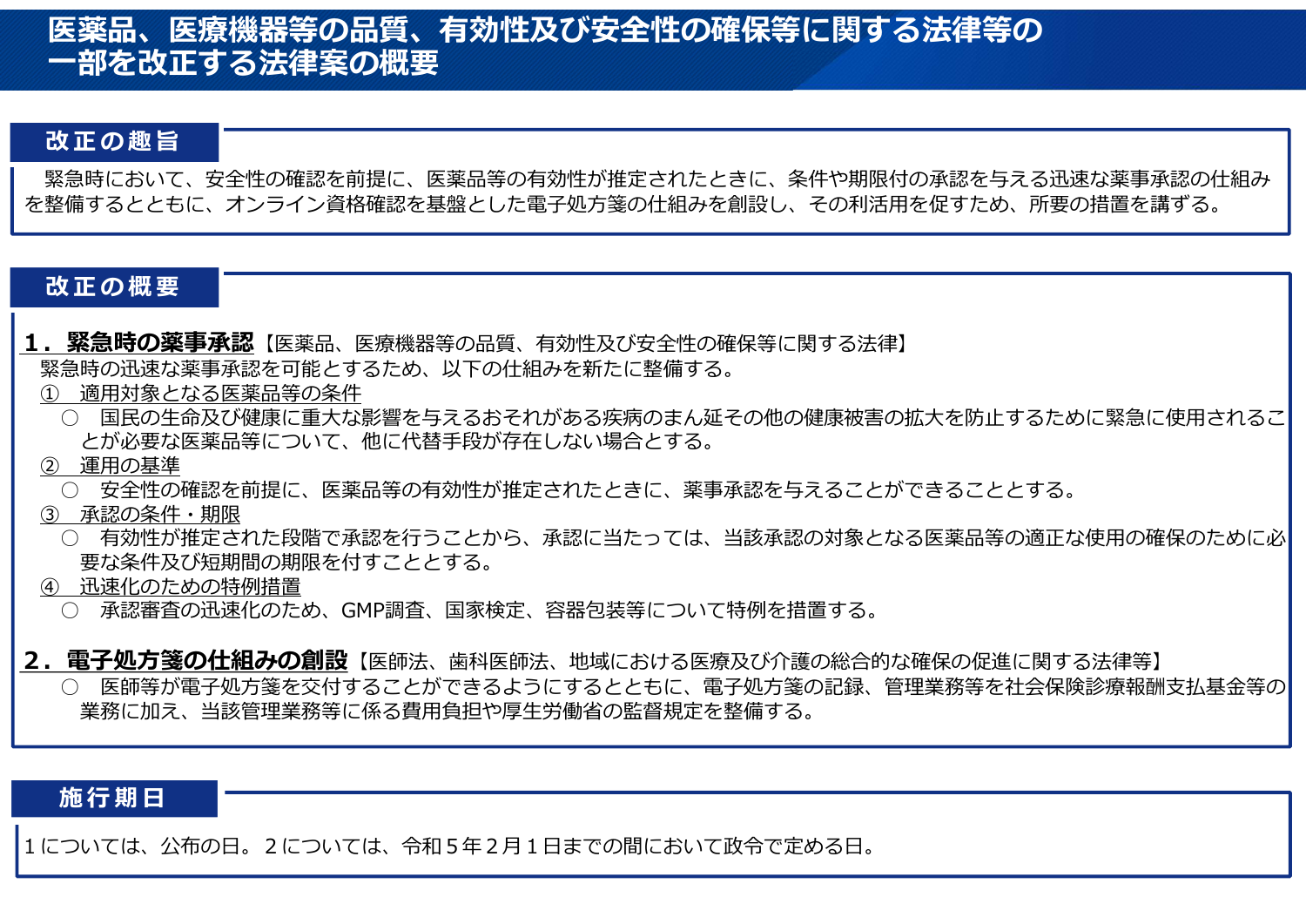# 医薬品、医療機器等の品質、有効性及び安全性の確保等に関する法律等の一部を改正する法律案の概要

## 改正の趣旨

緊急時において、安全性の確認を前提に、医薬品等の有効性が推定されたときに、条件や期限付の承認を与える迅速な薬事承認の仕組みを整備するとともに、オンライン資格確認を基盤とした電子処方箋の仕組みを創設し、その利活用を促すため、所要の措置を講ずる。

## 改正の概要

### 1．緊急時の薬事承認【医薬品、医療機器等の品質、有効性及び安全性の確保等に関する法律】

緊急時の迅速な薬事承認を可能とするため、以下の仕組みを新たに整備する。

① 適用対象となる医薬品等の条件

○ 国民の生命及び健康に重大な影響を与えるおそれがある疾病のまん延その他の健康被害の拡大を防止するために緊急に使用されることが必要な医薬品等について、他に代替手段が存在しない場合とする。

② 運用の基準

○ 安全性の確認を前提に、医薬品等の有効性が推定されたときに、薬事承認を与えることができることとする。

③ 承認の条件・期限

○ 有効性が推定された段階で承認を行うことから、承認に当たっては、当該承認の対象となる医薬品等の適正な使用の確保のために必要な条件及び短期間の期限を付すこととする。

④ 迅速化のための特例措置

○ 承認審査の迅速化のため、GMP調査、国家検定、容器包装等について特例を措置する。

### 2．電子処方箋の仕組みの創設【医師法、歯科医師法、地域における医療及び介護の総合的な確保の促進に関する法律等】

○ 医師等が電子処方箋を交付することができるようにするとともに、電子処方箋の記録、管理業務等を社会保険診療報酬支払基金等の業務に加え、当該管理業務等に係る費用負担や厚生労働省の監督規定を整備する。

## 施行期日

1については、公布の日。２については、令和５年２月１日までの間において政令で定める日。